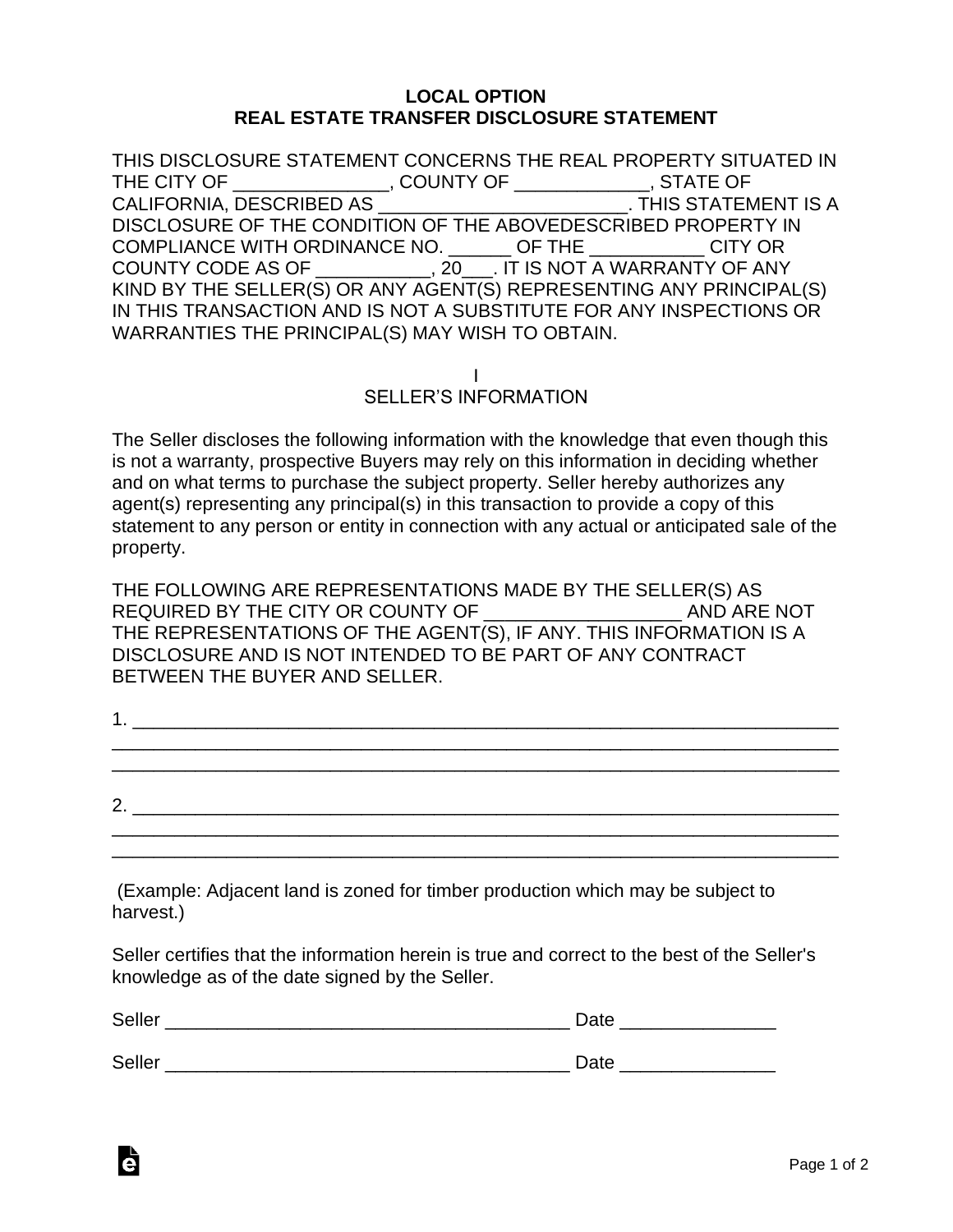# LOCAL OPTION
# REAL ESTATE TRANSFER DISCLOSURE STATEMENT

THIS DISCLOSURE STATEMENT CONCERNS THE REAL PROPERTY SITUATED IN THE CITY OF _______________, COUNTY OF _____________, STATE OF CALIFORNIA, DESCRIBED AS _________________________. THIS STATEMENT IS A DISCLOSURE OF THE CONDITION OF THE ABOVEDESCRIBED PROPERTY IN COMPLIANCE WITH ORDINANCE NO. ______ OF THE ___________ CITY OR COUNTY CODE AS OF ___________, 20___. IT IS NOT A WARRANTY OF ANY KIND BY THE SELLER(S) OR ANY AGENT(S) REPRESENTING ANY PRINCIPAL(S) IN THIS TRANSACTION AND IS NOT A SUBSTITUTE FOR ANY INSPECTIONS OR WARRANTIES THE PRINCIPAL(S) MAY WISH TO OBTAIN.

## I
## SELLER'S INFORMATION

The Seller discloses the following information with the knowledge that even though this is not a warranty, prospective Buyers may rely on this information in deciding whether and on what terms to purchase the subject property. Seller hereby authorizes any agent(s) representing any principal(s) in this transaction to provide a copy of this statement to any person or entity in connection with any actual or anticipated sale of the property.

THE FOLLOWING ARE REPRESENTATIONS MADE BY THE SELLER(S) AS REQUIRED BY THE CITY OR COUNTY OF ___________________ AND ARE NOT THE REPRESENTATIONS OF THE AGENT(S), IF ANY. THIS INFORMATION IS A DISCLOSURE AND IS NOT INTENDED TO BE PART OF ANY CONTRACT BETWEEN THE BUYER AND SELLER.

1. ______________________________________________________________________
______________________________________________________________________
______________________________________________________________________

2. ______________________________________________________________________
______________________________________________________________________
______________________________________________________________________

(Example: Adjacent land is zoned for timber production which may be subject to harvest.)

Seller certifies that the information herein is true and correct to the best of the Seller's knowledge as of the date signed by the Seller.

Seller ________________________________________ Date _______________

Seller ________________________________________ Date _______________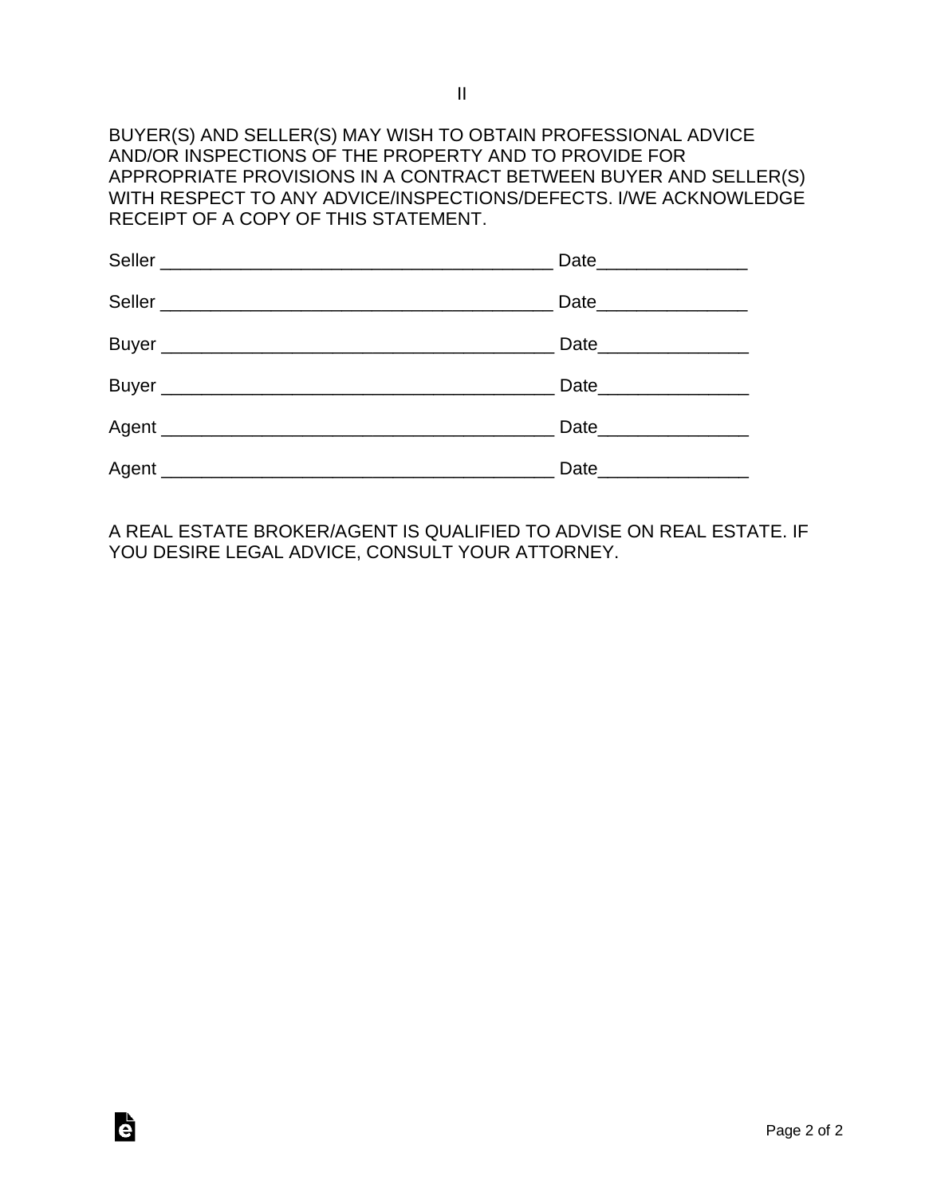II

BUYER(S) AND SELLER(S) MAY WISH TO OBTAIN PROFESSIONAL ADVICE AND/OR INSPECTIONS OF THE PROPERTY AND TO PROVIDE FOR APPROPRIATE PROVISIONS IN A CONTRACT BETWEEN BUYER AND SELLER(S) WITH RESPECT TO ANY ADVICE/INSPECTIONS/DEFECTS. I/WE ACKNOWLEDGE RECEIPT OF A COPY OF THIS STATEMENT.

Seller _______________________________________ Date_______________

Seller _______________________________________ Date_______________

Buyer _______________________________________ Date_______________

Buyer _______________________________________ Date_______________

Agent _______________________________________ Date_______________

Agent _______________________________________ Date_______________

A REAL ESTATE BROKER/AGENT IS QUALIFIED TO ADVISE ON REAL ESTATE. IF YOU DESIRE LEGAL ADVICE, CONSULT YOUR ATTORNEY.